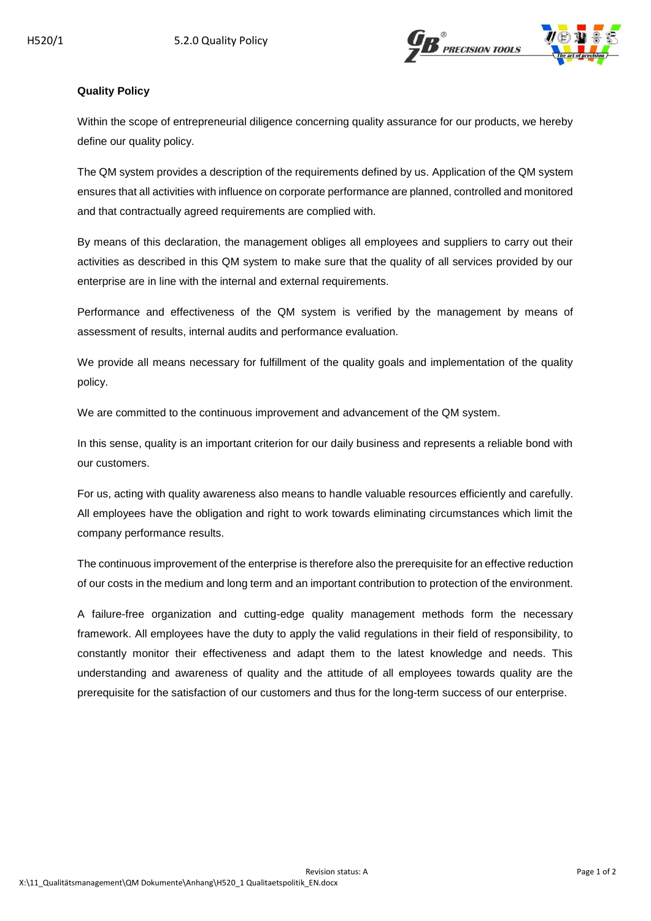**Quality Policy**

Within the scope of entrepreneurial diligence concerning quality assurance for our products, we hereby define our quality policy.

The QM system provides a description of the requirements defined by us. Application of the QM system ensures that all activities with influence on corporate performance are planned, controlled and monitored and that contractually agreed requirements are complied with.

By means of this declaration, the management obliges all employees and suppliers to carry out their activities as described in this QM system to make sure that the quality of all services provided by our enterprise are in line with the internal and external requirements.

Performance and effectiveness of the QM system is verified by the management by means of assessment of results, internal audits and performance evaluation.

We provide all means necessary for fulfillment of the quality goals and implementation of the quality policy.

We are committed to the continuous improvement and advancement of the QM system.

In this sense, quality is an important criterion for our daily business and represents a reliable bond with our customers.

For us, acting with quality awareness also means to handle valuable resources efficiently and carefully. All employees have the obligation and right to work towards eliminating circumstances which limit the company performance results.

The continuous improvement of the enterprise is therefore also the prerequisite for an effective reduction of our costs in the medium and long term and an important contribution to protection of the environment.

A failure-free organization and cutting-edge quality management methods form the necessary framework. All employees have the duty to apply the valid regulations in their field of responsibility, to constantly monitor their effectiveness and adapt them to the latest knowledge and needs. This understanding and awareness of quality and the attitude of all employees towards quality are the prerequisite for the satisfaction of our customers and thus for the long-term success of our enterprise.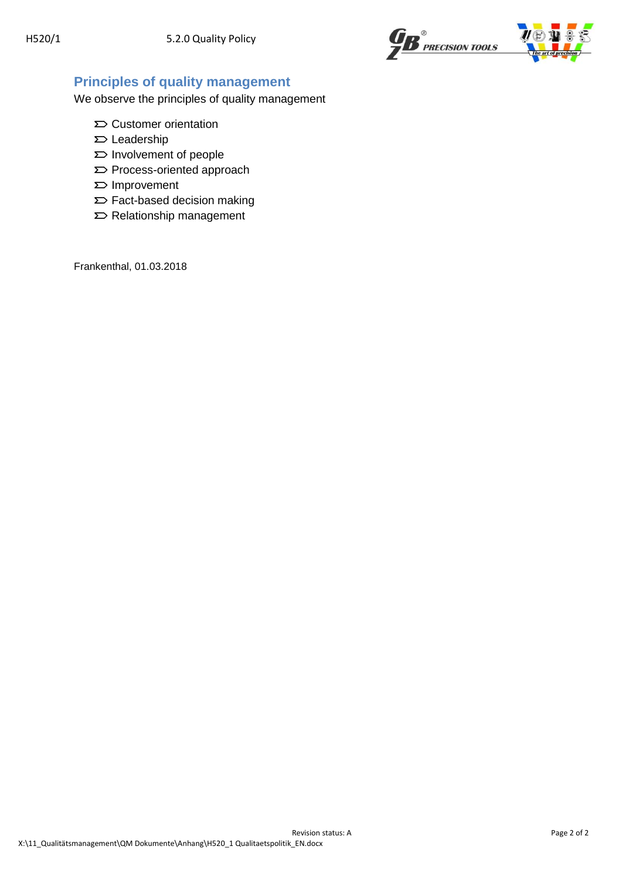## Principles of quality management

We observe the principles of quality management

- Customer orientation
- Leadership
- Involvement of people
- Process-oriented approach
- Improvement
- Fact-based decision making
- Relationship management

Frankenthal, 01.03.2018